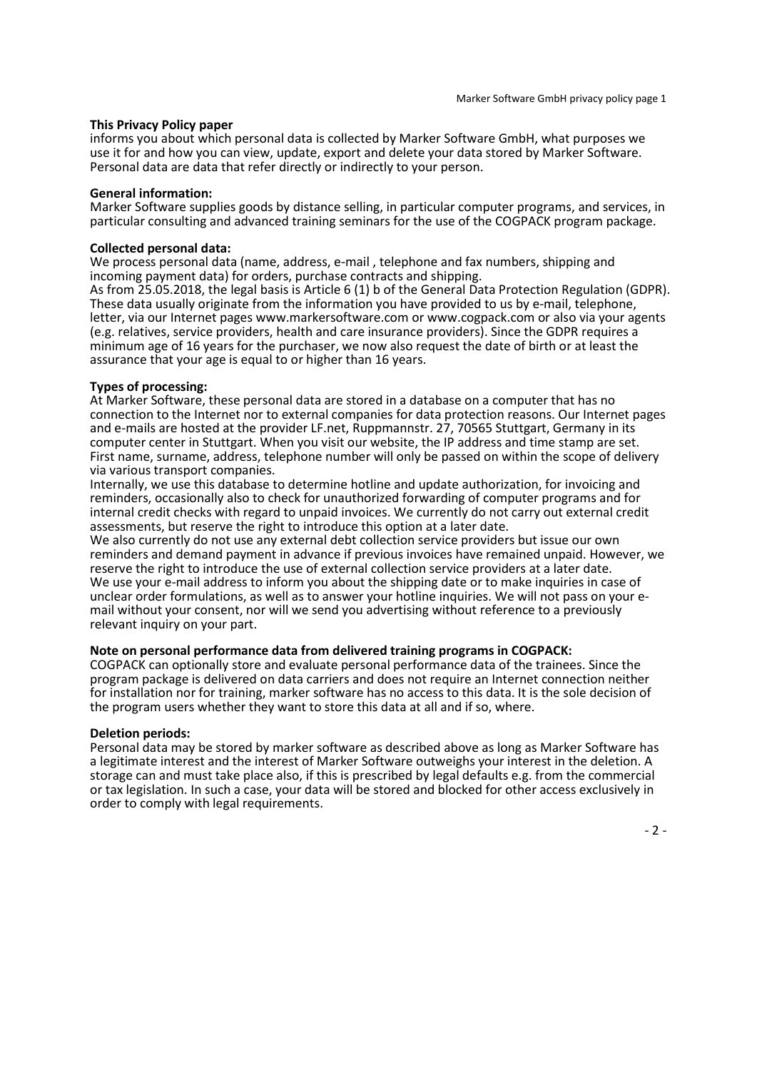**This Privacy Policy paper**
informs you about which personal data is collected by Marker Software GmbH, what purposes we use it for and how you can view, update, export and delete your data stored by Marker Software. Personal data are data that refer directly or indirectly to your person.

**General information:**
Marker Software supplies goods by distance selling, in particular computer programs, and services, in particular consulting and advanced training seminars for the use of the COGPACK program package.

**Collected personal data:**
We process personal data (name, address, e-mail , telephone and fax numbers, shipping and incoming payment data) for orders, purchase contracts and shipping.
As from 25.05.2018, the legal basis is Article 6 (1) b of the General Data Protection Regulation (GDPR). These data usually originate from the information you have provided to us by e-mail, telephone, letter, via our Internet pages www.markersoftware.com or www.cogpack.com or also via your agents (e.g. relatives, service providers, health and care insurance providers). Since the GDPR requires a minimum age of 16 years for the purchaser, we now also request the date of birth or at least the assurance that your age is equal to or higher than 16 years.

**Types of processing:**
At Marker Software, these personal data are stored in a database on a computer that has no connection to the Internet nor to external companies for data protection reasons. Our Internet pages and e-mails are hosted at the provider LF.net, Ruppmannstr. 27, 70565 Stuttgart, Germany in its computer center in Stuttgart. When you visit our website, the IP address and time stamp are set. First name, surname, address, telephone number will only be passed on within the scope of delivery via various transport companies.
Internally, we use this database to determine hotline and update authorization, for invoicing and reminders, occasionally also to check for unauthorized forwarding of computer programs and for internal credit checks with regard to unpaid invoices. We currently do not carry out external credit assessments, but reserve the right to introduce this option at a later date.
We also currently do not use any external debt collection service providers but issue our own reminders and demand payment in advance if previous invoices have remained unpaid. However, we reserve the right to introduce the use of external collection service providers at a later date.
We use your e-mail address to inform you about the shipping date or to make inquiries in case of unclear order formulations, as well as to answer your hotline inquiries. We will not pass on your e-mail without your consent, nor will we send you advertising without reference to a previously relevant inquiry on your part.

**Note on personal performance data from delivered training programs in COGPACK:**
COGPACK can optionally store and evaluate personal performance data of the trainees. Since the program package is delivered on data carriers and does not require an Internet connection neither for installation nor for training, marker software has no access to this data. It is the sole decision of the program users whether they want to store this data at all and if so, where.

**Deletion periods:**
Personal data may be stored by marker software as described above as long as Marker Software has a legitimate interest and the interest of Marker Software outweighs your interest in the deletion. A storage can and must take place also, if this is prescribed by legal defaults e.g. from the commercial or tax legislation. In such a case, your data will be stored and blocked for other access exclusively in order to comply with legal requirements.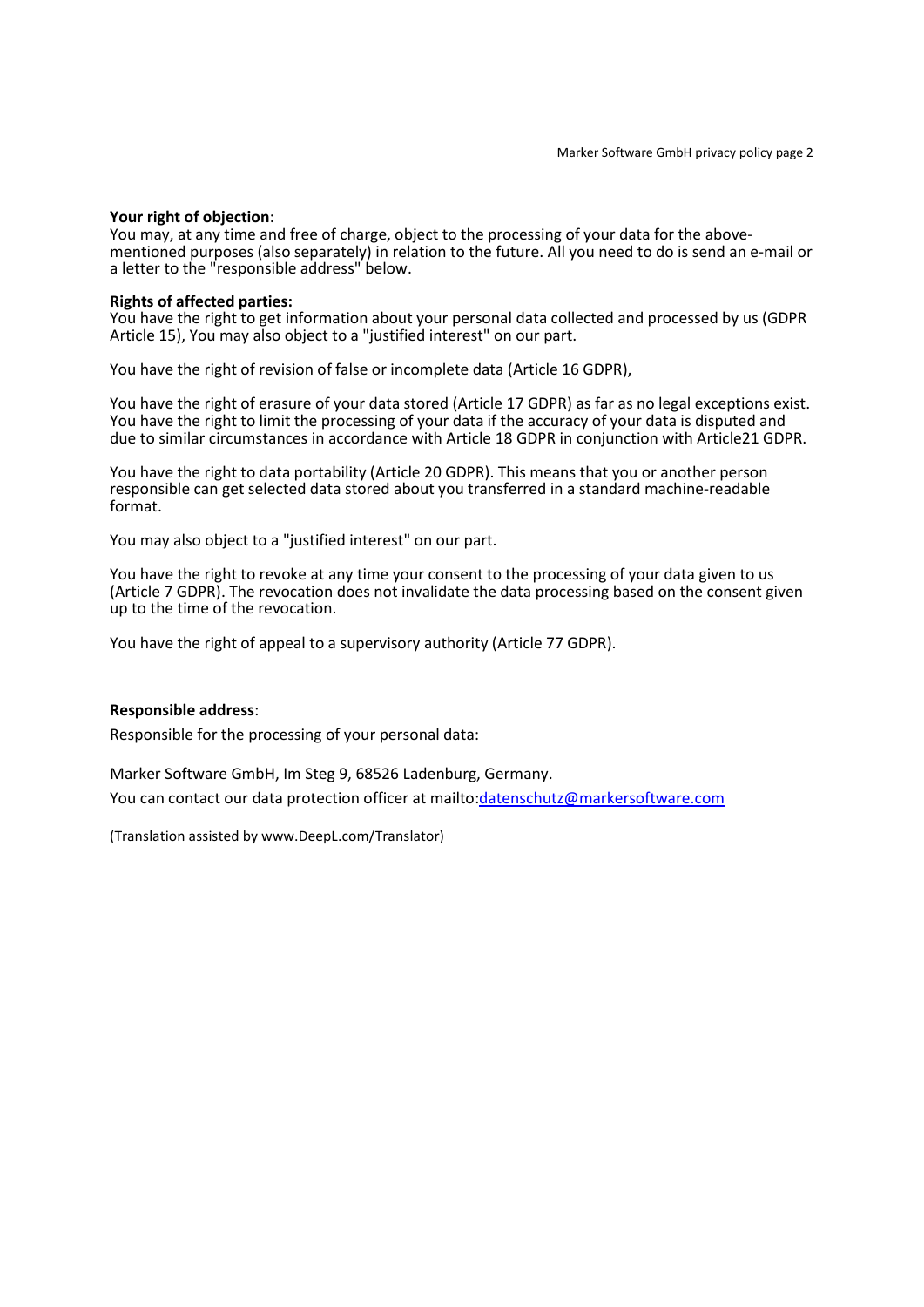**Your right of objection**:
You may, at any time and free of charge, object to the processing of your data for the above-mentioned purposes (also separately) in relation to the future. All you need to do is send an e-mail or a letter to the "responsible address" below.

**Rights of affected parties:**
You have the right to get information about your personal data collected and processed by us (GDPR Article 15), You may also object to a "justified interest" on our part.

You have the right of revision of false or incomplete data (Article 16 GDPR),

You have the right of erasure of your data stored (Article 17 GDPR) as far as no legal exceptions exist. You have the right to limit the processing of your data if the accuracy of your data is disputed and due to similar circumstances in accordance with Article 18 GDPR in conjunction with Article21 GDPR.

You have the right to data portability (Article 20 GDPR). This means that you or another person responsible can get selected data stored about you transferred in a standard machine-readable format.

You may also object to a "justified interest" on our part.

You have the right to revoke at any time your consent to the processing of your data given to us (Article 7 GDPR). The revocation does not invalidate the data processing based on the consent given up to the time of the revocation.

You have the right of appeal to a supervisory authority (Article 77 GDPR).

**Responsible address**:

Responsible for the processing of your personal data:

Marker Software GmbH, Im Steg 9, 68526 Ladenburg, Germany.

You can contact our data protection officer at mailto:datenschutz@markersoftware.com

(Translation assisted by www.DeepL.com/Translator)